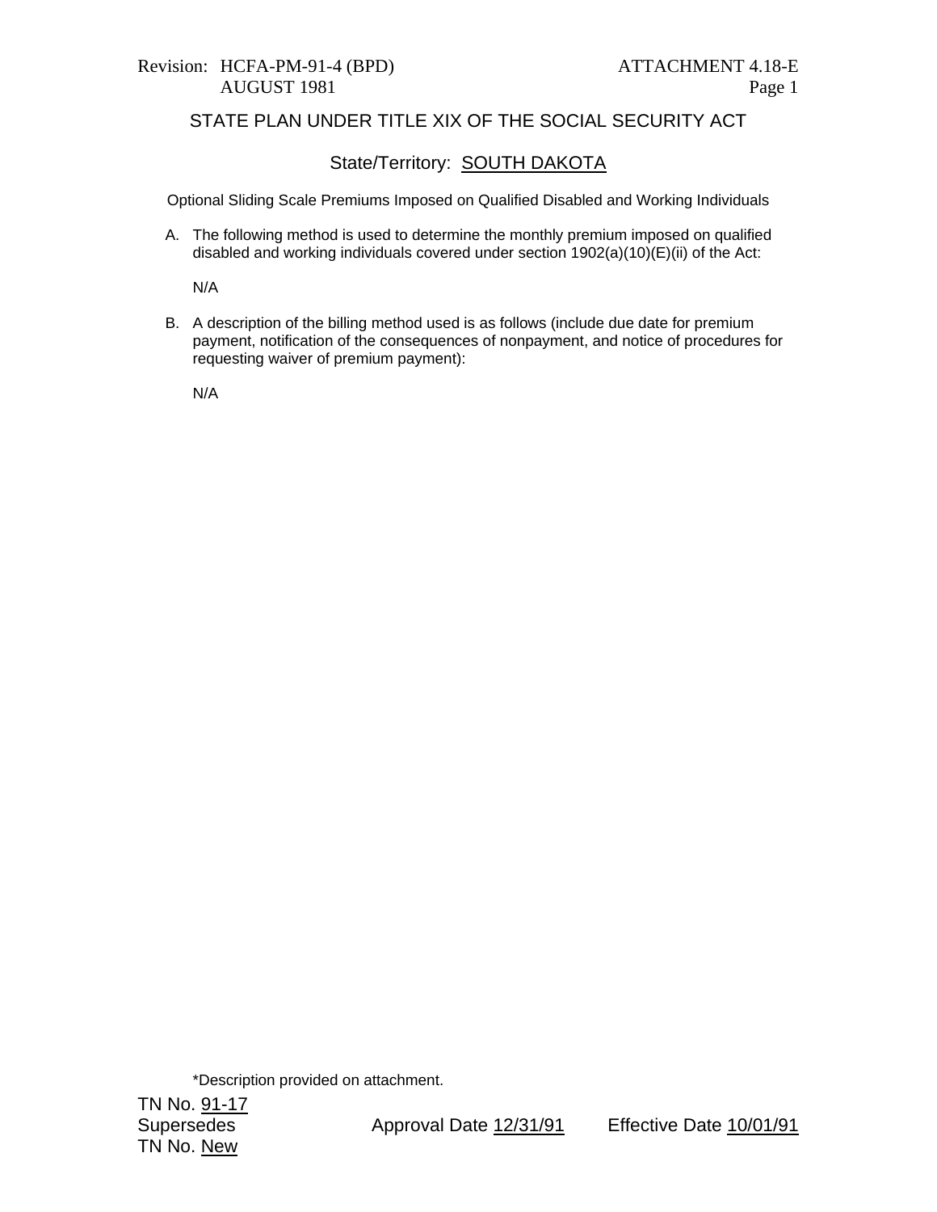Revision: HCFA-PM-91-4 (BPD)
AUGUST 1981

ATTACHMENT 4.18-E
Page 1

## STATE PLAN UNDER TITLE XIX OF THE SOCIAL SECURITY ACT

### State/Territory: SOUTH DAKOTA

Optional Sliding Scale Premiums Imposed on Qualified Disabled and Working Individuals

A. The following method is used to determine the monthly premium imposed on qualified disabled and working individuals covered under section 1902(a)(10)(E)(ii) of the Act:

   N/A

B. A description of the billing method used is as follows (include due date for premium payment, notification of the consequences of nonpayment, and notice of procedures for requesting waiver of premium payment):

   N/A

*Description provided on attachment.

TN No. 91-17
Supersedes
TN No. New

Approval Date 12/31/91

Effective Date 10/01/91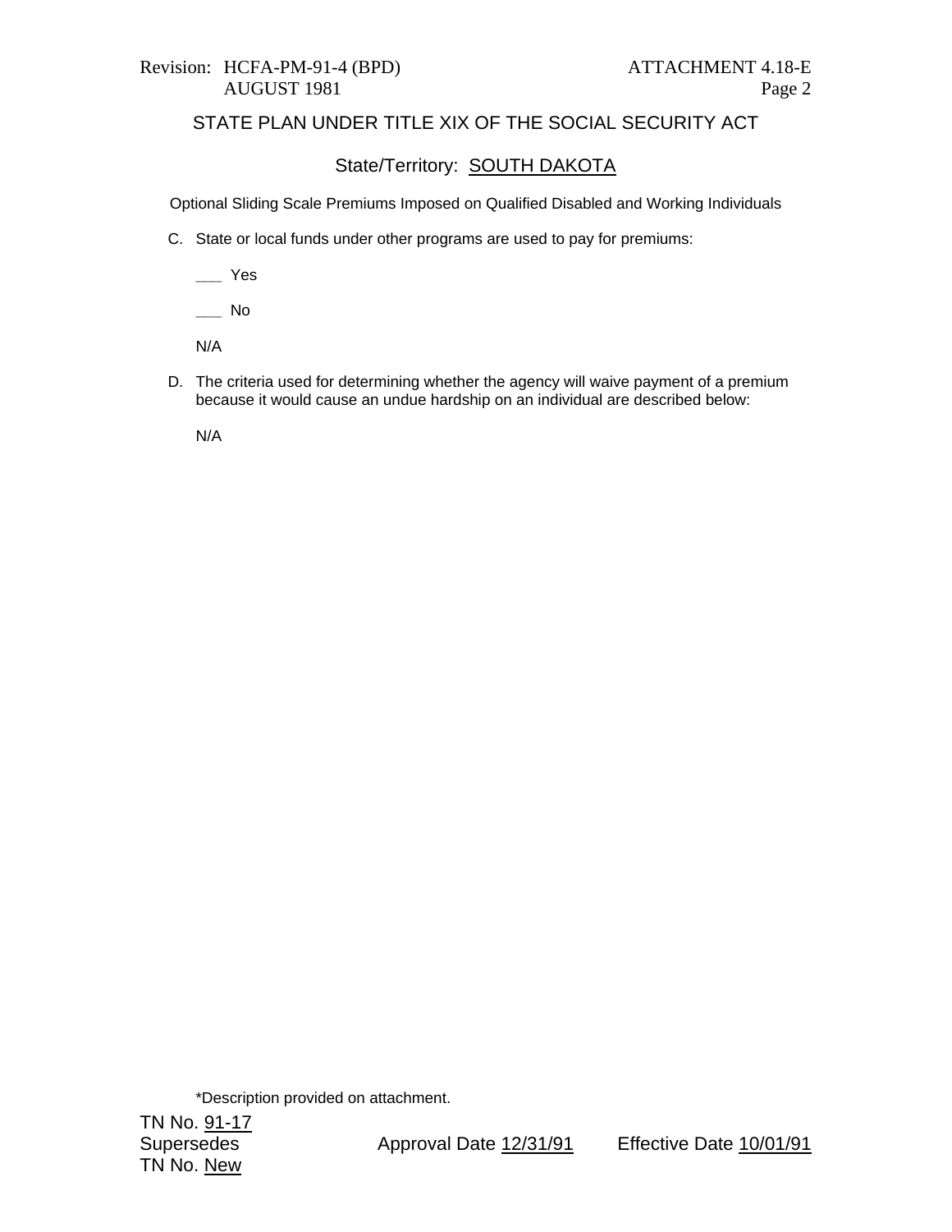# STATE PLAN UNDER TITLE XIX OF THE SOCIAL SECURITY ACT

## State/Territory: SOUTH DAKOTA

Optional Sliding Scale Premiums Imposed on Qualified Disabled and Working Individuals

C. State or local funds under other programs are used to pay for premiums:

___ Yes

___ No

N/A

D. The criteria used for determining whether the agency will waive payment of a premium because it would cause an undue hardship on an individual are described below:

N/A

*Description provided on attachment.

TN No. 91-17
Supersedes
TN No. New

Approval Date 12/31/91 Effective Date 10/01/91